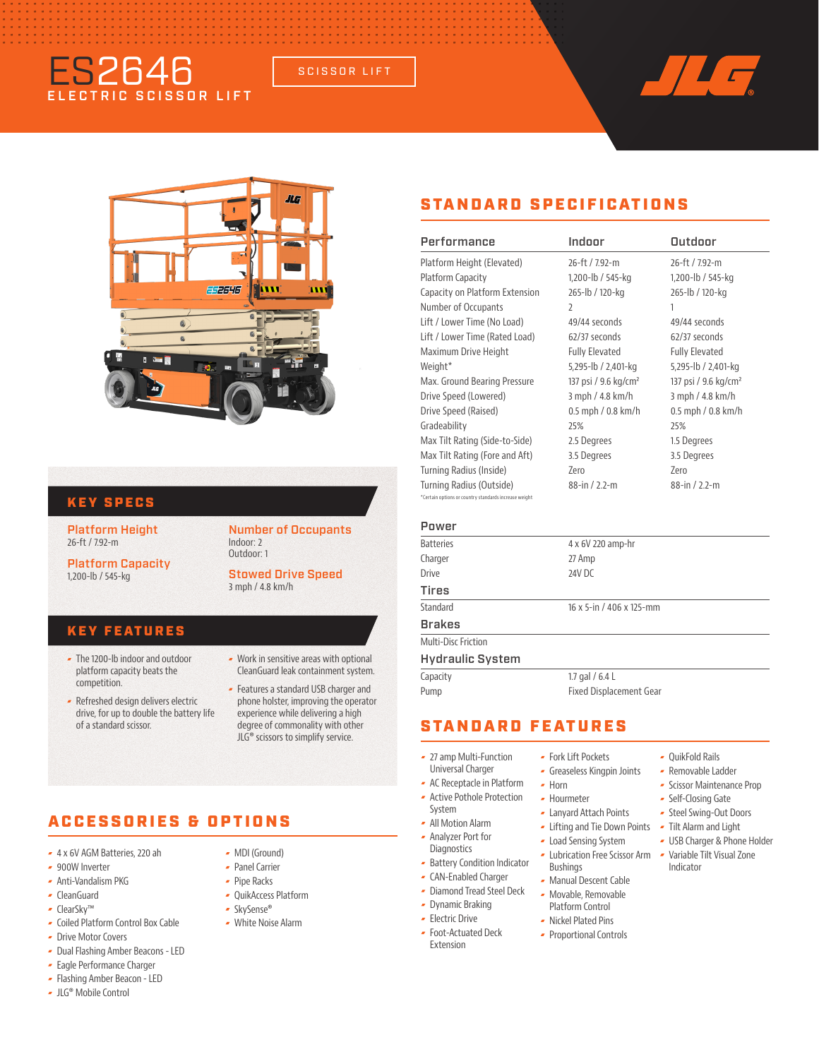# ES2646

## ELECTRIC SCISSOR LIFT

SCISSOR LIFT

## KEY SPECS

**Platform Height**
26-ft / 7.92-m

**Platform Capacity**
1,200-lb / 545-kg

**Number of Occupants**
Indoor: 2
Outdoor: 1

**Stowed Drive Speed**
3 mph / 4.8 km/h

## KEY FEATURES

- The 1200-lb indoor and outdoor platform capacity beats the competition.
- Refreshed design delivers electric drive, for up to double the battery life of a standard scissor.
- Work in sensitive areas with optional CleanGuard leak containment system.
- Features a standard USB charger and phone holster, improving the operator experience while delivering a high degree of commonality with other JLG® scissors to simplify service.

## ACCESSORIES & OPTIONS

- 4 x 6V AGM Batteries, 220 ah
- 900W Inverter
- Anti-Vandalism PKG
- CleanGuard
- ClearSky™
- Coiled Platform Control Box Cable
- Drive Motor Covers
- Dual Flashing Amber Beacons - LED
- Eagle Performance Charger
- Flashing Amber Beacon - LED
- JLG® Mobile Control
- MDI (Ground)
- Panel Carrier
- Pipe Racks
- QuikAccess Platform
- SkySense®
- White Noise Alarm

## STANDARD SPECIFICATIONS

| Performance | Indoor | Outdoor |
|---|---|---|
| Platform Height (Elevated) | 26-ft / 7.92-m | 26-ft / 7.92-m |
| Platform Capacity | 1,200-lb / 545-kg | 1,200-lb / 545-kg |
| Capacity on Platform Extension | 265-lb / 120-kg | 265-lb / 120-kg |
| Number of Occupants | 2 | 1 |
| Lift / Lower Time (No Load) | 49/44 seconds | 49/44 seconds |
| Lift / Lower Time (Rated Load) | 62/37 seconds | 62/37 seconds |
| Maximum Drive Height | Fully Elevated | Fully Elevated |
| Weight* | 5,295-lb / 2,401-kg | 5,295-lb / 2,401-kg |
| Max. Ground Bearing Pressure | 137 psi / 9.6 kg/cm² | 137 psi / 9.6 kg/cm² |
| Drive Speed (Lowered) | 3 mph / 4.8 km/h | 3 mph / 4.8 km/h |
| Drive Speed (Raised) | 0.5 mph / 0.8 km/h | 0.5 mph / 0.8 km/h |
| Gradeability | 25% | 25% |
| Max Tilt Rating (Side-to-Side) | 2.5 Degrees | 1.5 Degrees |
| Max Tilt Rating (Fore and Aft) | 3.5 Degrees | 3.5 Degrees |
| Turning Radius (Inside) | Zero | Zero |
| Turning Radius (Outside) | 88-in / 2.2-m | 88-in / 2.2-m |

*Certain options or country standards increase weight

### Power

| | |
|---|---|
| Batteries | 4 x 6V 220 amp-hr |
| Charger | 27 Amp |
| Drive | 24V DC |

### Tires

| | |
|---|---|
| Standard | 16 x 5-in / 406 x 125-mm |

### Brakes

Multi-Disc Friction

### Hydraulic System

| | |
|---|---|
| Capacity | 1.7 gal / 6.4 L |
| Pump | Fixed Displacement Gear |

## STANDARD FEATURES

- 27 amp Multi-Function Universal Charger
- AC Receptacle in Platform
- Active Pothole Protection System
- All Motion Alarm
- Analyzer Port for Diagnostics
- Battery Condition Indicator
- CAN-Enabled Charger
- Diamond Tread Steel Deck
- Dynamic Braking
- Electric Drive
- Foot-Actuated Deck Extension
- Fork Lift Pockets
- Greaseless Kingpin Joints
- Horn
- Hourmeter
- Lanyard Attach Points
- Lifting and Tie Down Points
- Load Sensing System
- Lubrication Free Scissor Arm Bushings
- Manual Descent Cable
- Movable, Removable Platform Control
- Nickel Plated Pins
- Proportional Controls
- QuikFold Rails
- Removable Ladder
- Scissor Maintenance Prop
- Self-Closing Gate
- Steel Swing-Out Doors
- Tilt Alarm and Light
- USB Charger & Phone Holder
- Variable Tilt Visual Zone Indicator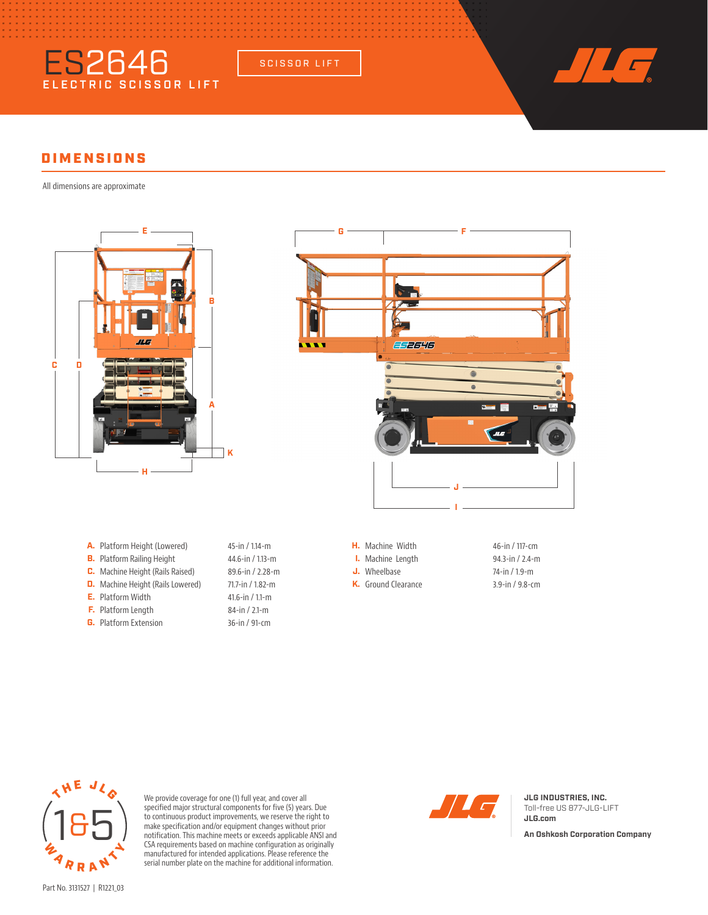# ES2646

ELECTRIC SCISSOR LIFT

SCISSOR LIFT

JLG

## DIMENSIONS

All dimensions are approximate

E
B
C D
A
K
H
G F
J
I

| | | |
|---|---|---|
| **A.** | Platform Height (Lowered) | 45-in / 1.14-m |
| **B.** | Platform Railing Height | 44.6-in / 1.13-m |
| **C.** | Machine Height (Rails Raised) | 89.6-in / 2.28-m |
| **D.** | Machine Height (Rails Lowered) | 71.7-in / 1.82-m |
| **E.** | Platform Width | 41.6-in / 1.1-m |
| **F.** | Platform Length | 84-in / 2.1-m |
| **G.** | Platform Extension | 36-in / 91-cm |
| **H.** | Machine Width | 46-in / 117-cm |
| **I.** | Machine Length | 94.3-in / 2.4-m |
| **J.** | Wheelbase | 74-in / 1.9-m |
| **K.** | Ground Clearance | 3.9-in / 9.8-cm |

THE JLG 1&5 WARRANTY

We provide coverage for one (1) full year, and cover all specified major structural components for five (5) years. Due to continuous product improvements, we reserve the right to make specification and/or equipment changes without prior notification. This machine meets or exceeds applicable ANSI and CSA requirements based on machine configuration as originally manufactured for intended applications. Please reference the serial number plate on the machine for additional information.

**JLG INDUSTRIES, INC.**
Toll-free US 877-JLG-LIFT
**JLG.com**

**An Oshkosh Corporation Company**

Part No. 3131527 | R1221_03